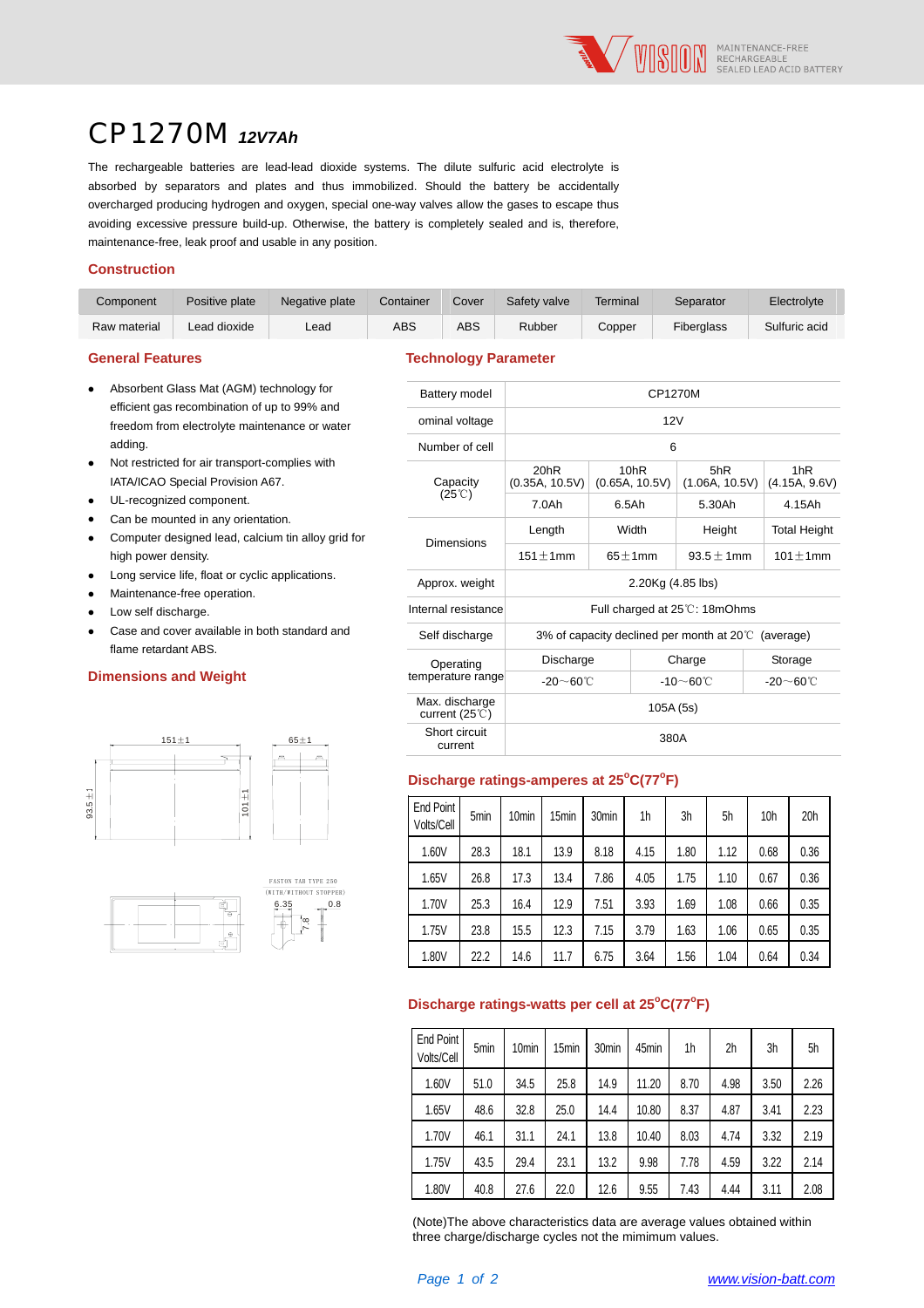MAINTENANCE-FREE RECHARGEABLE SEALED LEAD ACID BATTERY

# CP1270M *12V7Ah*

The rechargeable batteries are lead-lead dioxide systems. The dilute sulfuric acid electrolyte is absorbed by separators and plates and thus immobilized. Should the battery be accidentally overcharged producing hydrogen and oxygen, special one-way valves allow the gases to escape thus avoiding excessive pressure build-up. Otherwise, the battery is completely sealed and is, therefore, maintenance-free, leak proof and usable in any position.

## Construction

| Component | Positive plate | Negative plate | Container | Cover | Safety valve | Terminal | Separator | Electrolyte |
|---|---|---|---|---|---|---|---|---|
| Raw material | Lead dioxide | Lead | ABS | ABS | Rubber | Copper | Fiberglass | Sulfuric acid |

## General Features

- Absorbent Glass Mat (AGM) technology for efficient gas recombination of up to 99% and freedom from electrolyte maintenance or water adding.
- Not restricted for air transport-complies with IATA/ICAO Special Provision A67.
- UL-recognized component.
- Can be mounted in any orientation.
- Computer designed lead, calcium tin alloy grid for high power density.
- Long service life, float or cyclic applications.
- Maintenance-free operation.
- Low self discharge.
- Case and cover available in both standard and flame retardant ABS.

## Dimensions and Weight

151±1 65±1 93.5±1 101±1

FASTON TAB TYPE 250 (WITH/WITHOUT STOPPER) 6.35 0.8 7.8

## Technology Parameter

| Battery model | CP1270M | | | |
|---|---|---|---|---|
| ominal voltage | 12V | | | |
| Number of cell | 6 | | | |
| Capacity (25℃) | 20hR (0.35A, 10.5V) | 10hR (0.65A, 10.5V) | 5hR (1.06A, 10.5V) | 1hR (4.15A, 9.6V) |
| | 7.0Ah | 6.5Ah | 5.30Ah | 4.15Ah |
| Dimensions | Length | Width | Height | Total Height |
| | 151±1mm | 65±1mm | 93.5±1mm | 101±1mm |
| Approx. weight | 2.20Kg (4.85 lbs) | | | |
| Internal resistance | Full charged at 25℃: 18mOhms | | | |
| Self discharge | 3% of capacity declined per month at 20℃ (average) | | | |
| Operating temperature range | Discharge | Charge | Storage | |
| | -20～60℃ | -10～60℃ | -20～60℃ | |
| Max. discharge current (25℃) | 105A (5s) | | | |
| Short circuit current | 380A | | | |

## Discharge ratings-amperes at 25°C(77°F)

| End Point Volts/Cell | 5min | 10min | 15min | 30min | 1h | 3h | 5h | 10h | 20h |
|---|---|---|---|---|---|---|---|---|---|
| 1.60V | 28.3 | 18.1 | 13.9 | 8.18 | 4.15 | 1.80 | 1.12 | 0.68 | 0.36 |
| 1.65V | 26.8 | 17.3 | 13.4 | 7.86 | 4.05 | 1.75 | 1.10 | 0.67 | 0.36 |
| 1.70V | 25.3 | 16.4 | 12.9 | 7.51 | 3.93 | 1.69 | 1.08 | 0.66 | 0.35 |
| 1.75V | 23.8 | 15.5 | 12.3 | 7.15 | 3.79 | 1.63 | 1.06 | 0.65 | 0.35 |
| 1.80V | 22.2 | 14.6 | 11.7 | 6.75 | 3.64 | 1.56 | 1.04 | 0.64 | 0.34 |

## Discharge ratings-watts per cell at 25°C(77°F)

| End Point Volts/Cell | 5min | 10min | 15min | 30min | 45min | 1h | 2h | 3h | 5h |
|---|---|---|---|---|---|---|---|---|---|
| 1.60V | 51.0 | 34.5 | 25.8 | 14.9 | 11.20 | 8.70 | 4.98 | 3.50 | 2.26 |
| 1.65V | 48.6 | 32.8 | 25.0 | 14.4 | 10.80 | 8.37 | 4.87 | 3.41 | 2.23 |
| 1.70V | 46.1 | 31.1 | 24.1 | 13.8 | 10.40 | 8.03 | 4.74 | 3.32 | 2.19 |
| 1.75V | 43.5 | 29.4 | 23.1 | 13.2 | 9.98 | 7.78 | 4.59 | 3.22 | 2.14 |
| 1.80V | 40.8 | 27.6 | 22.0 | 12.6 | 9.55 | 7.43 | 4.44 | 3.11 | 2.08 |

(Note)The above characteristics data are average values obtained within three charge/discharge cycles not the mimimum values.

www.vision-batt.com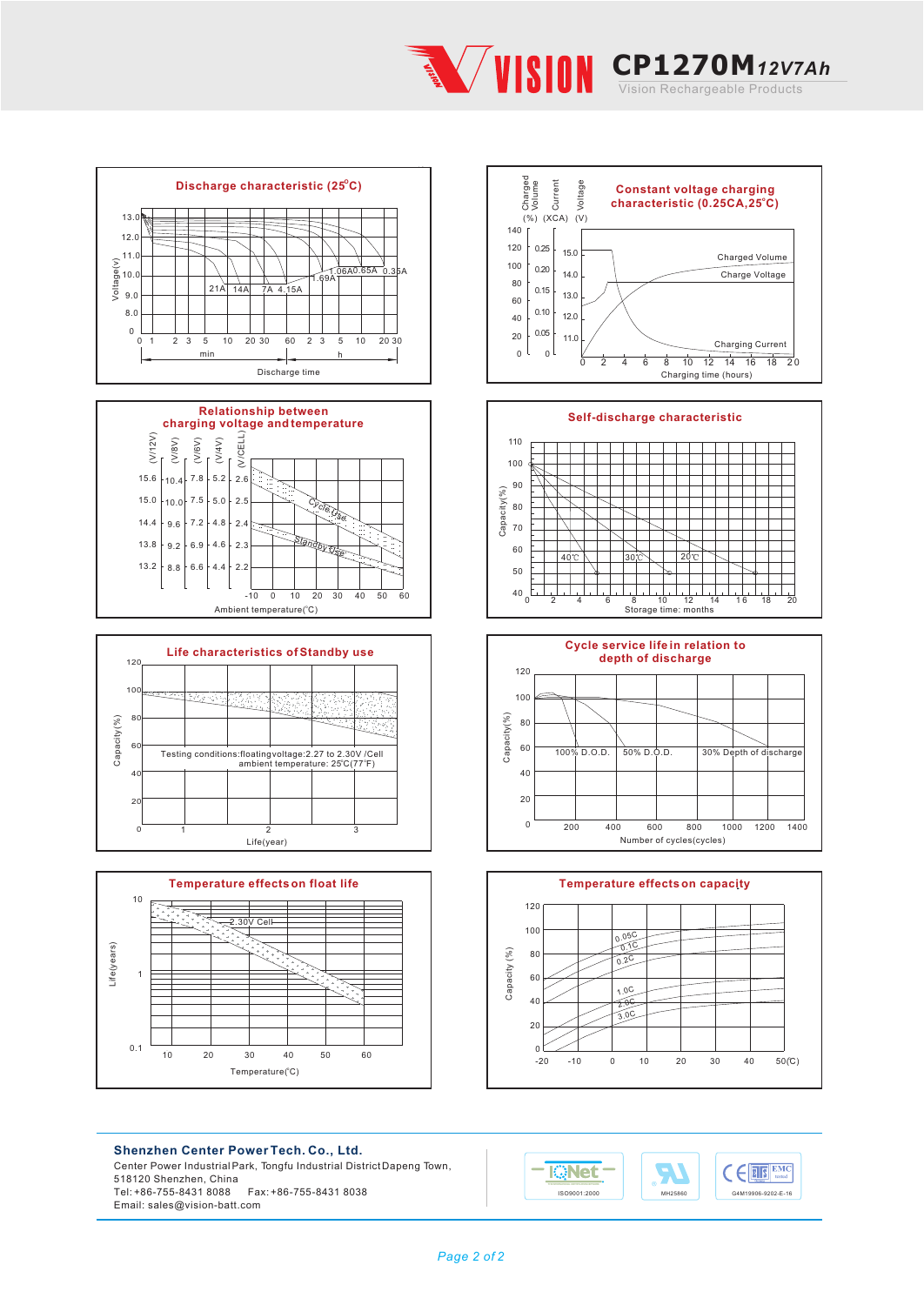# VISION CP1270M 12V7Ah

Vision Rechargeable Products

## Discharge characteristic (25°C)

13.0
12.0
11.0
10.0
9.0
8.0
0

Voltage(v)

21A 14A 7A 4.15A 1.69A 1.06A 0.65A 0.35A

0 1 2 3 5 10 20 30 60 2 3 5 10 20 30

min h

Discharge time

## Constant voltage charging characteristic (0.25CA,25°C)

Charged Volume (%) Current (XCA) Voltage (V)

140 120 100 80 60 40 20 0

0.25 0.20 0.15 0.10 0.05 0

15.0 14.0 13.0 12.0 11.0

Charged Volume

Charge Voltage

Charging Current

0 2 4 6 8 10 12 14 16 18 20

Charging time (hours)

## Relationship between charging voltage and temperature

(V/12V) (V/8V) (V/6V) (V/4V) (V/CELL)

15.6 10.4 7.8 5.2 2.6
15.0 10.0 7.5 5.0 2.5
14.4 9.6 7.2 4.8 2.4
13.8 9.2 6.9 4.6 2.3
13.2 8.8 6.6 4.4 2.2

Cycle Use

Standby Use

-10 0 10 20 30 40 50 60

Ambient temperature(°C)

## Self-discharge characteristic

110 100 90 80 70 60 50 40

Capacity(%)

40℃ 30℃ 20℃

0 2 4 6 8 10 12 14 16 18 20

Storage time: months

## Life characteristics of Standby use

120 100 80 60 40 20 0

Capacity(%)

Testing conditions:floating voltage:2.27 to 2.30V /Cell
ambient temperature: 25°C(77°F)

1 2 3

Life(year)

## Cycle service life in relation to depth of discharge

120 100 80 60 40 20 0

Capacity(%)

100% D.O.D. 50% D.O.D. 30% Depth of discharge

200 400 600 800 1000 1200 1400

Number of cycles(cycles)

## Temperature effects on float life

10 1 0.1

Life(years)

2.30V Cell

10 20 30 40 50 60

Temperature(°C)

## Temperature effects on capacity

120 100 80 60 40 20 0

Capacity (%)

0.05C 0.1C 0.2C 1.0C 2.0C 3.0C

-20 -10 0 10 20 30 40 50(°C)

---

**Shenzhen Center Power Tech. Co., Ltd.**

Center Power Industrial Park, Tongfu Industrial District Dapeng Town,
518120 Shenzhen, China
Tel:+86-755-8431 8088 Fax:+86-755-8431 8038
Email: sales@vision-batt.com

IQNet ISO9001:2000 | UL MH25860 | CE EMC G4M19906-9202-E-16